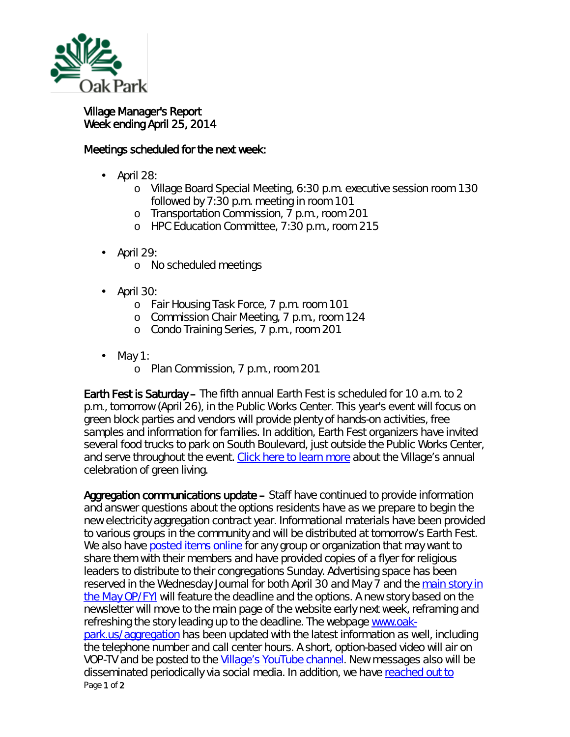Village Manager's Report
Week ending April 25, 2014

Meetings scheduled for the next week:

- April 28:
  - Village Board Special Meeting, 6:30 p.m. executive session room 130 followed by 7:30 p.m. meeting in room 101
  - Transportation Commission, 7 p.m., room 201
  - HPC Education Committee, 7:30 p.m., room 215
- April 29:
  - No scheduled meetings
- April 30:
  - Fair Housing Task Force, 7 p.m. room 101
  - Commission Chair Meeting, 7 p.m., room 124
  - Condo Training Series, 7 p.m., room 201
- May 1:
  - Plan Commission, 7 p.m., room 201

**Earth Fest is Saturday –** The fifth annual Earth Fest is scheduled for 10 a.m. to 2 p.m., tomorrow (April 26), in the Public Works Center. This year's event will focus on green block parties and vendors will provide plenty of hands-on activities, free samples and information for families. In addition, Earth Fest organizers have invited several food trucks to park on South Boulevard, just outside the Public Works Center, and serve throughout the event. Click here to learn more about the Village's annual celebration of green living.

**Aggregation communications update –** Staff have continued to provide information and answer questions about the options residents have as we prepare to begin the new electricity aggregation contract year. Informational materials have been provided to various groups in the community and will be distributed at tomorrow's Earth Fest. We also have posted items online for any group or organization that may want to share them with their members and have provided copies of a flyer for religious leaders to distribute to their congregations Sunday. Advertising space has been reserved in the Wednesday Journal for both April 30 and May 7 and the main story in the May OP/FYI will feature the deadline and the options. A new story based on the newsletter will move to the main page of the website early next week, reframing and refreshing the story leading up to the deadline. The webpage www.oak-park.us/aggregation has been updated with the latest information as well, including the telephone number and call center hours. A short, option-based video will air on VOP-TV and be posted to the Village's YouTube channel. New messages also will be disseminated periodically via social media. In addition, we have reached out to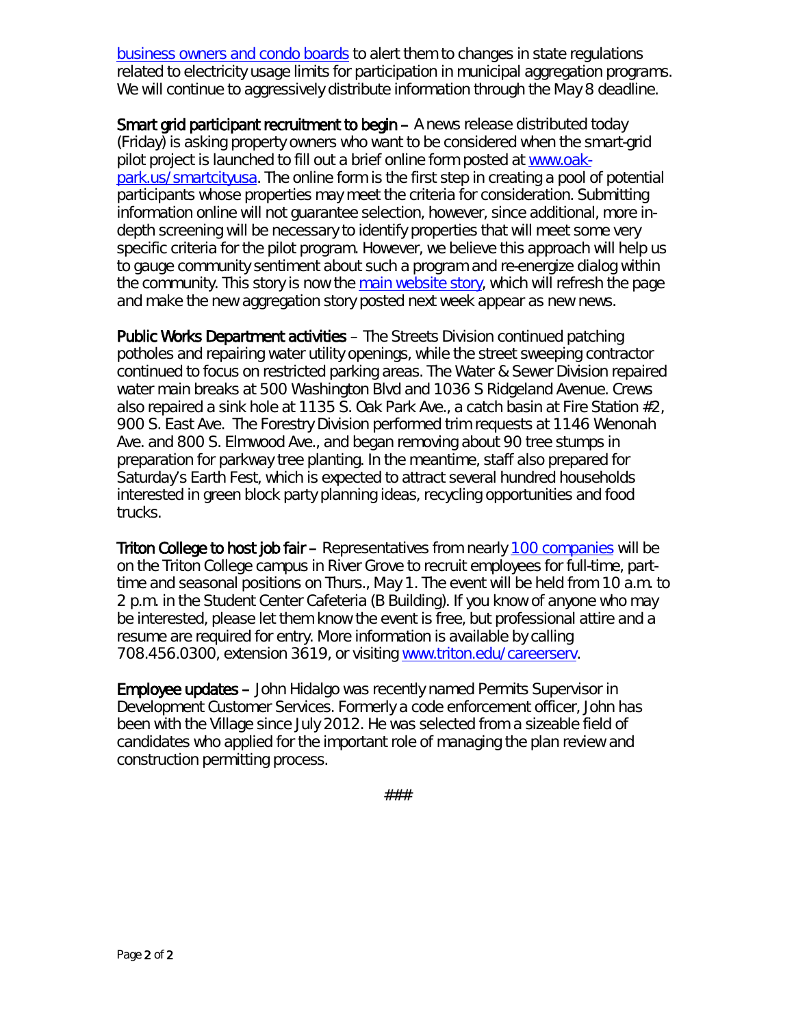business owners and condo boards to alert them to changes in state regulations related to electricity usage limits for participation in municipal aggregation programs. We will continue to aggressively distribute information through the May 8 deadline.

**Smart grid participant recruitment to begin** – A news release distributed today (Friday) is asking property owners who want to be considered when the smart-grid pilot project is launched to fill out a brief online form posted at www.oak-park.us/smartcityusa. The online form is the first step in creating a pool of potential participants whose properties may meet the criteria for consideration. Submitting information online will not guarantee selection, however, since additional, more in-depth screening will be necessary to identify properties that will meet some very specific criteria for the pilot program. However, we believe this approach will help us to gauge community sentiment about such a program and re-energize dialog within the community. This story is now the main website story, which will refresh the page and make the new aggregation story posted next week appear as new news.

**Public Works Department activities** – The Streets Division continued patching potholes and repairing water utility openings, while the street sweeping contractor continued to focus on restricted parking areas. The Water & Sewer Division repaired water main breaks at 500 Washington Blvd and 1036 S Ridgeland Avenue. Crews also repaired a sink hole at 1135 S. Oak Park Ave., a catch basin at Fire Station #2, 900 S. East Ave. The Forestry Division performed trim requests at 1146 Wenonah Ave. and 800 S. Elmwood Ave., and began removing about 90 tree stumps in preparation for parkway tree planting. In the meantime, staff also prepared for Saturday's Earth Fest, which is expected to attract several hundred households interested in green block party planning ideas, recycling opportunities and food trucks.

**Triton College to host job fair** – Representatives from nearly 100 companies will be on the Triton College campus in River Grove to recruit employees for full-time, part-time and seasonal positions on Thurs., May 1. The event will be held from 10 a.m. to 2 p.m. in the Student Center Cafeteria (B Building). If you know of anyone who may be interested, please let them know the event is free, but professional attire and a resume are required for entry. More information is available by calling 708.456.0300, extension 3619, or visiting www.triton.edu/careerserv.

**Employee updates** – John Hidalgo was recently named Permits Supervisor in Development Customer Services. Formerly a code enforcement officer, John has been with the Village since July 2012. He was selected from a sizeable field of candidates who applied for the important role of managing the plan review and construction permitting process.

###